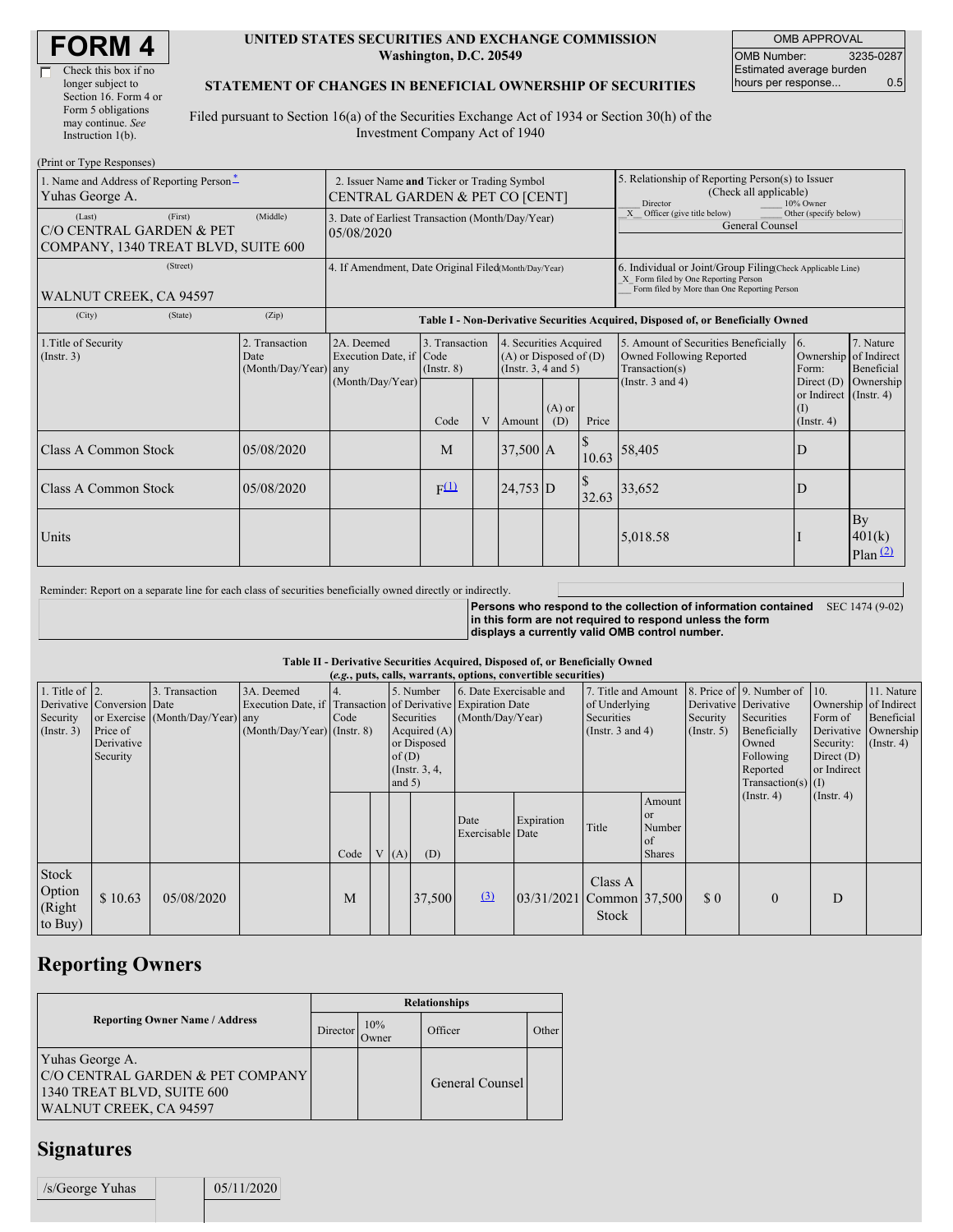# FORM 4

☐ Check this box if no longer subject to Section 16. Form 4 or Form 5 obligations may continue. *See* Instruction 1(b).

**UNITED STATES SECURITIES AND EXCHANGE COMMISSION**
**Washington, D.C. 20549**

**STATEMENT OF CHANGES IN BENEFICIAL OWNERSHIP OF SECURITIES**

Filed pursuant to Section 16(a) of the Securities Exchange Act of 1934 or Section 30(h) of the Investment Company Act of 1940

| OMB APPROVAL | |
|---|---|
| OMB Number: | 3235-0287 |
| Estimated average burden hours per response... | 0.5 |

(Print or Type Responses)

| 1. Name and Address of Reporting Person* | 2. Issuer Name **and** Ticker or Trading Symbol | 5. Relationship of Reporting Person(s) to Issuer (Check all applicable) |
|---|---|---|
| Yuhas George A. | CENTRAL GARDEN & PET CO [CENT] | ___ Director ___ 10% Owner _X_ Officer (give title below) ___ Other (specify below) |
| (Last) (First) (Middle) C/O CENTRAL GARDEN & PET COMPANY, 1340 TREAT BLVD, SUITE 600 | 3. Date of Earliest Transaction (Month/Day/Year) 05/08/2020 | General Counsel |
| (Street) WALNUT CREEK, CA 94597 | 4. If Amendment, Date Original Filed (Month/Day/Year) | 6. Individual or Joint/Group Filing (Check Applicable Line) _X_ Form filed by One Reporting Person ___ Form filed by More than One Reporting Person |
| (City) (State) (Zip) | | |

**Table I - Non-Derivative Securities Acquired, Disposed of, or Beneficially Owned**

| 1.Title of Security (Instr. 3) | 2. Transaction Date (Month/Day/Year) | 2A. Deemed Execution Date, if any (Month/Day/Year) | 3. Transaction Code (Instr. 8) | | 4. Securities Acquired (A) or Disposed of (D) (Instr. 3, 4 and 5) | | | 5. Amount of Securities Beneficially Owned Following Reported Transaction(s) (Instr. 3 and 4) | 6. Ownership Form: Direct (D) or Indirect (I) (Instr. 4) | 7. Nature of Indirect Beneficial Ownership (Instr. 4) |
|---|---|---|---|---|---|---|---|---|---|---|
| | | | Code | V | Amount | (A) or (D) | Price | | | |
| Class A Common Stock | 05/08/2020 | | M | | 37,500 | A | $ 10.63 | 58,405 | D | |
| Class A Common Stock | 05/08/2020 | | F[(1)] | | 24,753 | D | $ 32.63 | 33,652 | D | |
| Units | | | | | | | | 5,018.58 | I | By 401(k) Plan [(2)] |

Reminder: Report on a separate line for each class of securities beneficially owned directly or indirectly.

**Persons who respond to the collection of information contained in this form are not required to respond unless the form displays a currently valid OMB control number.** SEC 1474 (9-02)

**Table II - Derivative Securities Acquired, Disposed of, or Beneficially Owned**
**(*e.g.*, puts, calls, warrants, options, convertible securities)**

| 1. Title of Derivative Security (Instr. 3) | 2. Conversion or Exercise Price of Derivative Security | 3. Transaction Date (Month/Day/Year) | 3A. Deemed Execution Date, if any (Month/Day/Year) | 4. Transaction Code (Instr. 8) | | 5. Number of Derivative Securities Acquired (A) or Disposed of (D) (Instr. 3, 4, and 5) | | 6. Date Exercisable and Expiration Date (Month/Day/Year) | | 7. Title and Amount of Underlying Securities (Instr. 3 and 4) | | 8. Price of Derivative Security (Instr. 5) | 9. Number of Derivative Securities Beneficially Owned Following Reported Transaction(s) (Instr. 4) | 10. Ownership Form of Derivative Security: Direct (D) or Indirect (I) (Instr. 4) | 11. Nature of Indirect Beneficial Ownership (Instr. 4) |
|---|---|---|---|---|---|---|---|---|---|---|---|---|---|---|---|
| | | | | Code | V | (A) | (D) | Date Exercisable | Expiration Date | Title | Amount or Number of Shares | | | | |
| Stock Option (Right to Buy) | $ 10.63 | 05/08/2020 | | M | | | 37,500 | [(3)] | 03/31/2021 | Class A Common Stock | 37,500 | $ 0 | 0 | D | |

## Reporting Owners

| Reporting Owner Name / Address | Relationships | | | |
|---|---|---|---|---|
| | Director | 10% Owner | Officer | Other |
| Yuhas George A. C/O CENTRAL GARDEN & PET COMPANY 1340 TREAT BLVD, SUITE 600 WALNUT CREEK, CA 94597 | | | General Counsel | |

## Signatures

| /s/George Yuhas | | 05/11/2020 |
|---|---|---|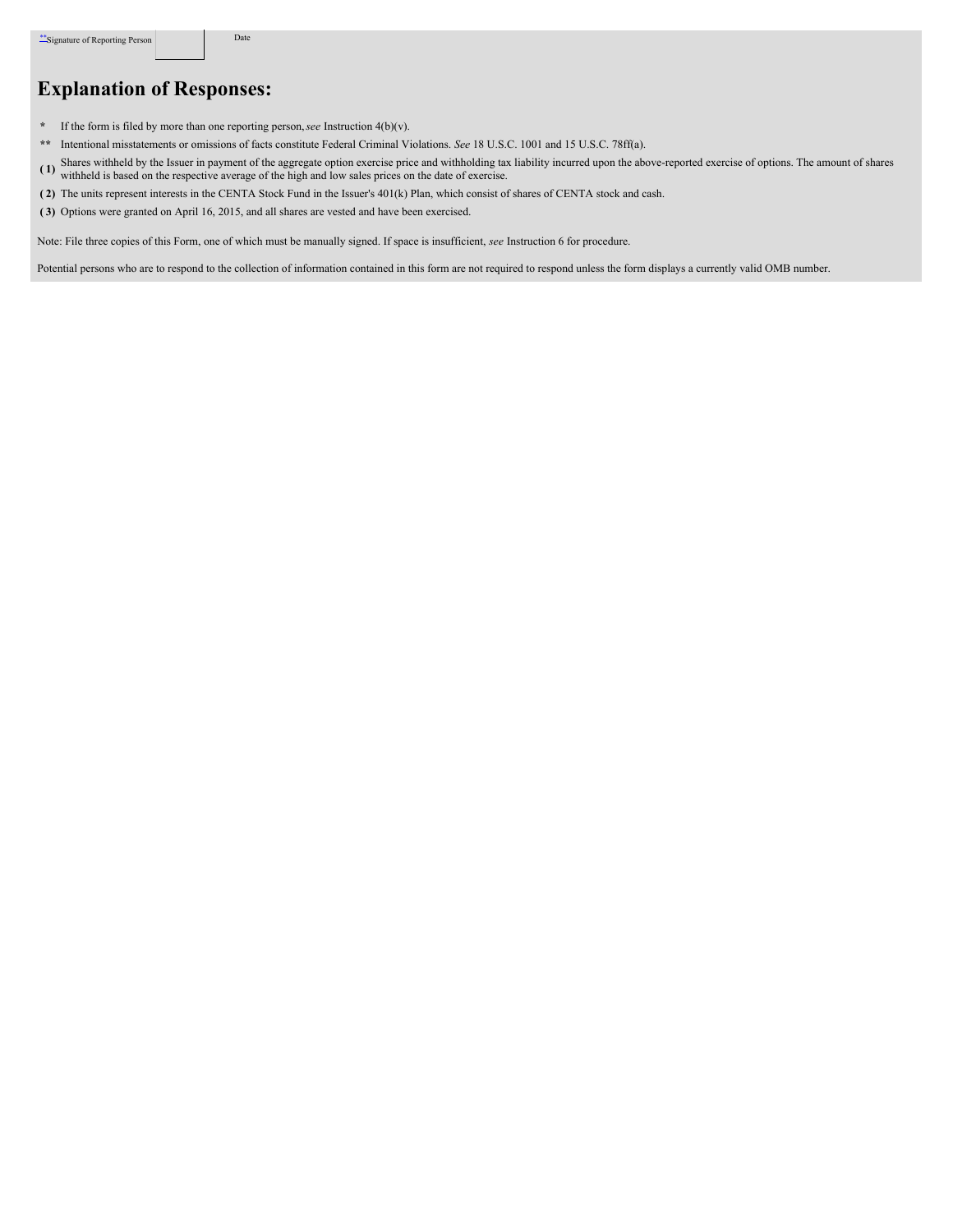| ** Signature of Reporting Person | | Date |
|---|---|---|

## Explanation of Responses:

- \* If the form is filed by more than one reporting person, *see* Instruction 4(b)(v).
- \*\* Intentional misstatements or omissions of facts constitute Federal Criminal Violations. *See* 18 U.S.C. 1001 and 15 U.S.C. 78ff(a).
- **( 1)** Shares withheld by the Issuer in payment of the aggregate option exercise price and withholding tax liability incurred upon the above-reported exercise of options. The amount of shares withheld is based on the respective average of the high and low sales prices on the date of exercise.
- **( 2)** The units represent interests in the CENTA Stock Fund in the Issuer's 401(k) Plan, which consist of shares of CENTA stock and cash.
- **( 3)** Options were granted on April 16, 2015, and all shares are vested and have been exercised.

Note: File three copies of this Form, one of which must be manually signed. If space is insufficient, *see* Instruction 6 for procedure.

Potential persons who are to respond to the collection of information contained in this form are not required to respond unless the form displays a currently valid OMB number.